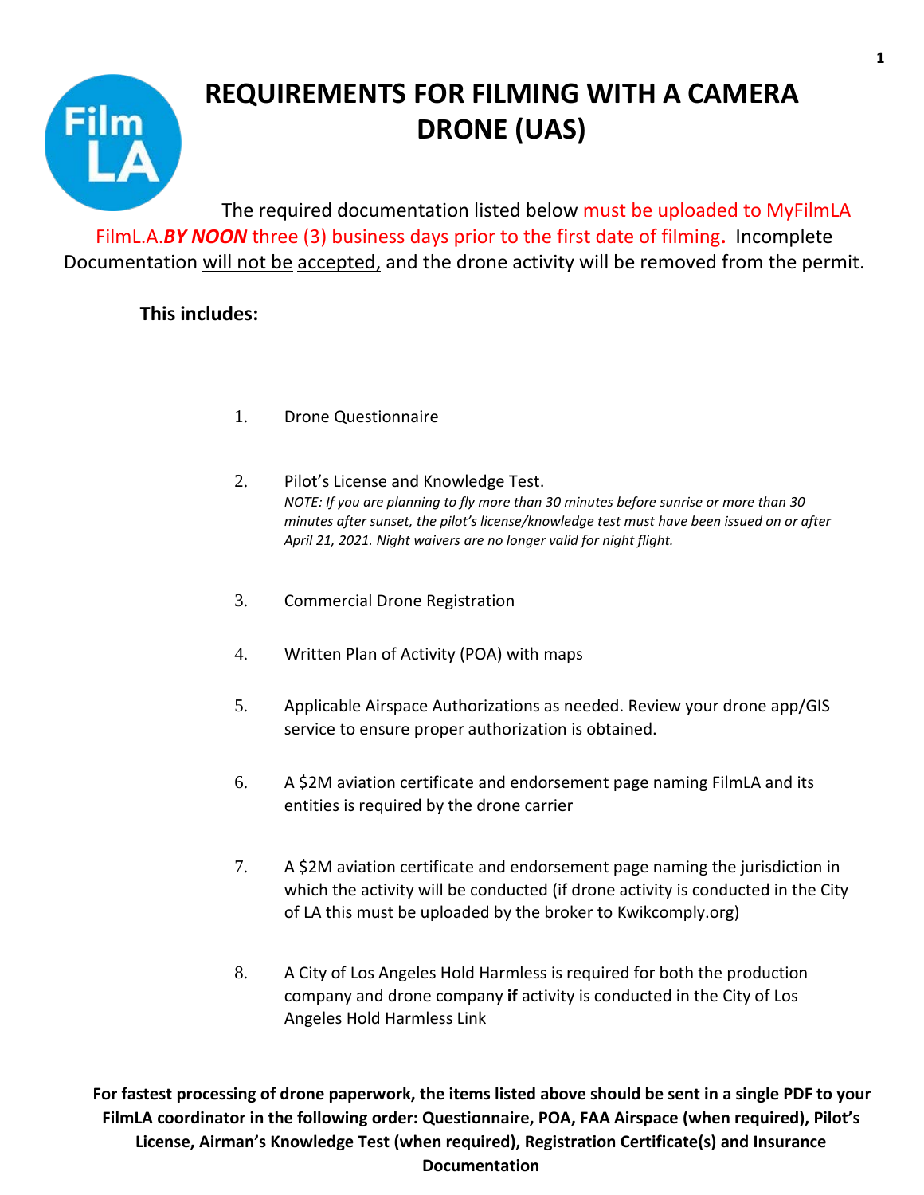# REQUIREMENTS FOR FILMING WITH A CAMERA DRONE (UAS)

The required documentation listed below must be uploaded to MyFilmLA FilmL.A.***BY NOON*** three (3) business days prior to the first date of filming**.** Incomplete Documentation will not be accepted, and the drone activity will be removed from the permit.

**This includes:**

1. Drone Questionnaire

2. Pilot's License and Knowledge Test.
   *NOTE: If you are planning to fly more than 30 minutes before sunrise or more than 30 minutes after sunset, the pilot's license/knowledge test must have been issued on or after April 21, 2021. Night waivers are no longer valid for night flight.*

3. Commercial Drone Registration

4. Written Plan of Activity (POA) with maps

5. Applicable Airspace Authorizations as needed. Review your drone app/GIS service to ensure proper authorization is obtained.

6. A $2M aviation certificate and endorsement page naming FilmLA and its entities is required by the drone carrier

7. A $2M aviation certificate and endorsement page naming the jurisdiction in which the activity will be conducted (if drone activity is conducted in the City of LA this must be uploaded by the broker to Kwikcomply.org)

8. A City of Los Angeles Hold Harmless is required for both the production company and drone company **if** activity is conducted in the City of Los Angeles Hold Harmless Link

**For fastest processing of drone paperwork, the items listed above should be sent in a single PDF to your FilmLA coordinator in the following order: Questionnaire, POA, FAA Airspace (when required), Pilot's License, Airman's Knowledge Test (when required), Registration Certificate(s) and Insurance Documentation**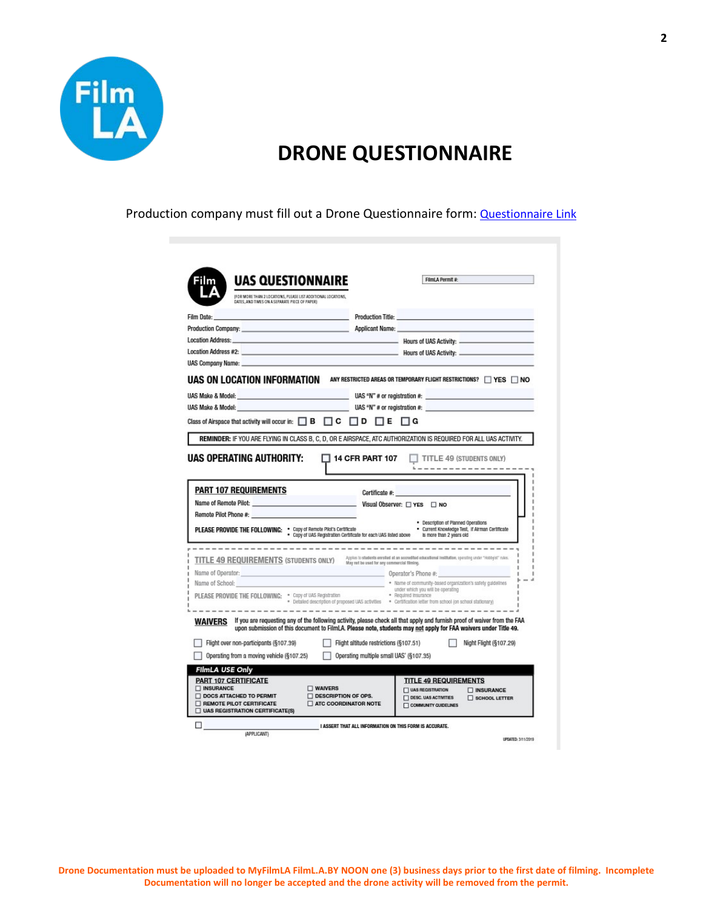# DRONE QUESTIONNAIRE

Production company must fill out a Drone Questionnaire form: [Questionnaire Link]

## UAS QUESTIONNAIRE

(FOR MORE THAN 2 LOCATIONS, PLEASE LIST ADDITIONAL LOCATIONS, DATES, AND TIMES ON A SEPARATE PIECE OF PAPER)

FilmLA Permit #:

Film Date: ______ Production Title: ______

Production Company: ______ Applicant Name: ______

Location Address: ______ Hours of UAS Activity: ______

Location Address #2: ______ Hours of UAS Activity: ______

UAS Company Name: ______

### UAS ON LOCATION INFORMATION

ANY RESTRICTED AREAS OR TEMPORARY FLIGHT RESTRICTIONS? ☐ YES ☐ NO

UAS Make & Model: ______ UAS "N" # or registration #: ______

UAS Make & Model: ______ UAS "N" # or registration #: ______

Class of Airspace that activity will occur in: ☐ B ☐ C ☐ D ☐ E ☐ G

**REMINDER:** IF YOU ARE FLYING IN CLASS B, C, D, OR E AIRSPACE, ATC AUTHORIZATION IS REQUIRED FOR ALL UAS ACTIVITY.

### UAS OPERATING AUTHORITY:

☐ 14 CFR PART 107 ☐ TITLE 49 (STUDENTS ONLY)

#### PART 107 REQUIREMENTS

Certificate #: ______

Name of Remote Pilot: ______ Visual Observer: ☐ YES ☐ NO

Remote Pilot Phone #: ______

PLEASE PROVIDE THE FOLLOWING:
- Copy of Remote Pilot's Certificate
- Copy of UAS Registration Certificate for each UAS listed above
- Description of Planned Operations
- Current Knowledge Test, if Airman Certificate is more than 2 years old

#### TITLE 49 REQUIREMENTS (STUDENTS ONLY)

Applies to students enrolled at an accredited educational institution, operating under "Hobbyist" rules. May not be used for any commercial filming.

Name of Operator: ______ Operator's Phone #: ______

Name of School: ______

PLEASE PROVIDE THE FOLLOWING:
- Copy of UAS Registration
- Detailed description of proposed UAS activities
- Name of community-based organization's safety guidelines under which you will be operating
- Required insurance
- Certification letter from school (on school stationary)

#### WAIVERS

If you are requesting any of the following activity, please check all that apply and furnish proof of waiver from the FAA upon submission of this document to FilmLA. **Please note, students may not apply for FAA waivers under Title 49.**

☐ Flight over non-participants (§107.39) ☐ Flight altitude restrictions (§107.51) ☐ Night Flight (§107.29)

☐ Operating from a moving vehicle (§107.25) ☐ Operating multiple small UAS' (§107.35)

#### *FilmLA USE Only*

PART 107 CERTIFICATE
- ☐ INSURANCE
- ☐ DOCS ATTACHED TO PERMIT
- ☐ REMOTE PILOT CERTIFICATE
- ☐ UAS REGISTRATION CERTIFICATE(S)
- ☐ WAIVERS
- ☐ DESCRIPTION OF OPS.
- ☐ ATC COORDINATOR NOTE

TITLE 49 REQUIREMENTS
- ☐ UAS REGISTRATION
- ☐ DESC. UAS ACTIVITIES
- ☐ COMMUNITY GUIDELINES
- ☐ INSURANCE
- ☐ SCHOOL LETTER

☐ ______ (APPLICANT) I ASSERT THAT ALL INFORMATION ON THIS FORM IS ACCURATE.

UPDATED: 3/11/2019

**Drone Documentation must be uploaded to MyFilmLA FilmL.A.BY NOON one (3) business days prior to the first date of filming. Incomplete Documentation will no longer be accepted and the drone activity will be removed from the permit.**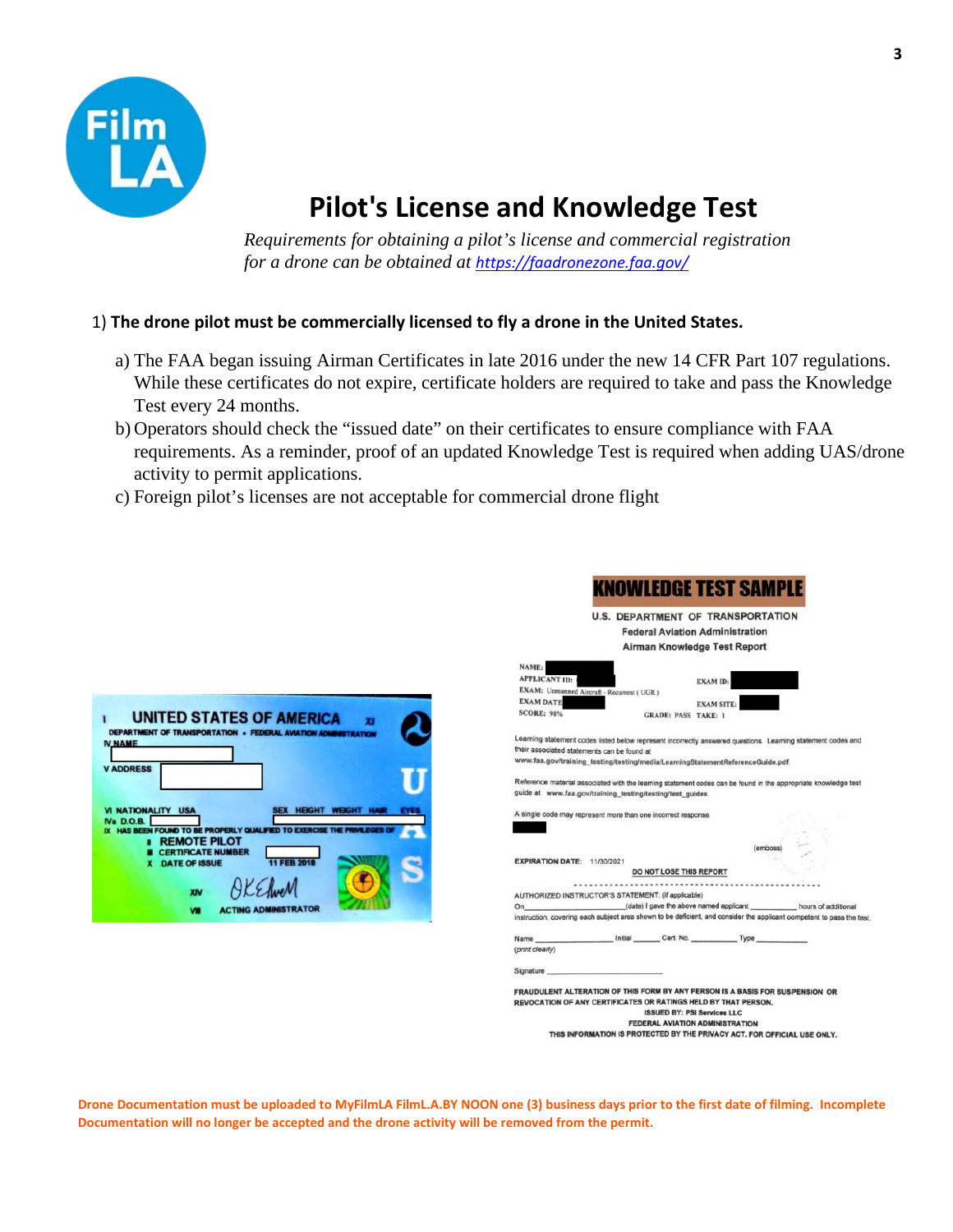# Pilot's License and Knowledge Test

*Requirements for obtaining a pilot's license and commercial registration for a drone can be obtained at [https://faadronezone.faa.gov/](https://faadronezone.faa.gov/)*

1) **The drone pilot must be commercially licensed to fly a drone in the United States.**

   a) The FAA began issuing Airman Certificates in late 2016 under the new 14 CFR Part 107 regulations. While these certificates do not expire, certificate holders are required to take and pass the Knowledge Test every 24 months.

   b) Operators should check the "issued date" on their certificates to ensure compliance with FAA requirements. As a reminder, proof of an updated Knowledge Test is required when adding UAS/drone activity to permit applications.

   c) Foreign pilot's licenses are not acceptable for commercial drone flight

I UNITED STATES OF AMERICA XI
DEPARTMENT OF TRANSPORTATION • FEDERAL AVIATION ADMINISTRATION
IV NAME
V ADDRESS
VI NATIONALITY USA SEX HEIGHT WEIGHT HAIR EYES
IVa D.O.B.
IX HAS BEEN FOUND TO BE PROPERLY QUALIFIED TO EXERCISE THE PRIVILEGES OF
II REMOTE PILOT
III CERTIFICATE NUMBER
X DATE OF ISSUE 11 FEB 2018
XIV
VII ACTING ADMINISTRATOR

**KNOWLEDGE TEST SAMPLE**

U.S. DEPARTMENT OF TRANSPORTATION
Federal Aviation Administration
Airman Knowledge Test Report

NAME:
APPLICANT ID: EXAM ID:
EXAM: Unmanned Aircraft - Recurrent ( UGR )
EXAM DATE EXAM SITE:
SCORE: 98% GRADE: PASS TAKE: 1

Learning statement codes listed below represent incorrectly answered questions. Learning statement codes and their associated statements can be found at www.faa.gov/training_testing/testing/media/LearningStatementReferenceGuide.pdf

Reference material associated with the learning statement codes can be found in the appropriate knowledge test guide at www.faa.gov/training_testing/testing/test_guides.

A single code may represent more than one incorrect response.

(emboss)

EXPIRATION DATE: 11/30/2021

DO NOT LOSE THIS REPORT

AUTHORIZED INSTRUCTOR'S STATEMENT: (if applicable)
On ____________(date) I gave the above named applicant __________ hours of additional instruction, covering each subject area shown to be deficient, and consider the applicant competent to pass the test.

Name ________________ Initial ______ Cert. No. __________ Type __________
(print clearly)

Signature ____________________

FRAUDULENT ALTERATION OF THIS FORM BY ANY PERSON IS A BASIS FOR SUSPENSION OR REVOCATION OF ANY CERTIFICATES OR RATINGS HELD BY THAT PERSON.
ISSUED BY: PSI Services LLC
FEDERAL AVIATION ADMINISTRATION
THIS INFORMATION IS PROTECTED BY THE PRIVACY ACT. FOR OFFICIAL USE ONLY.

**Drone Documentation must be uploaded to MyFilmLA FilmL.A.BY NOON one (3) business days prior to the first date of filming. Incomplete Documentation will no longer be accepted and the drone activity will be removed from the permit.**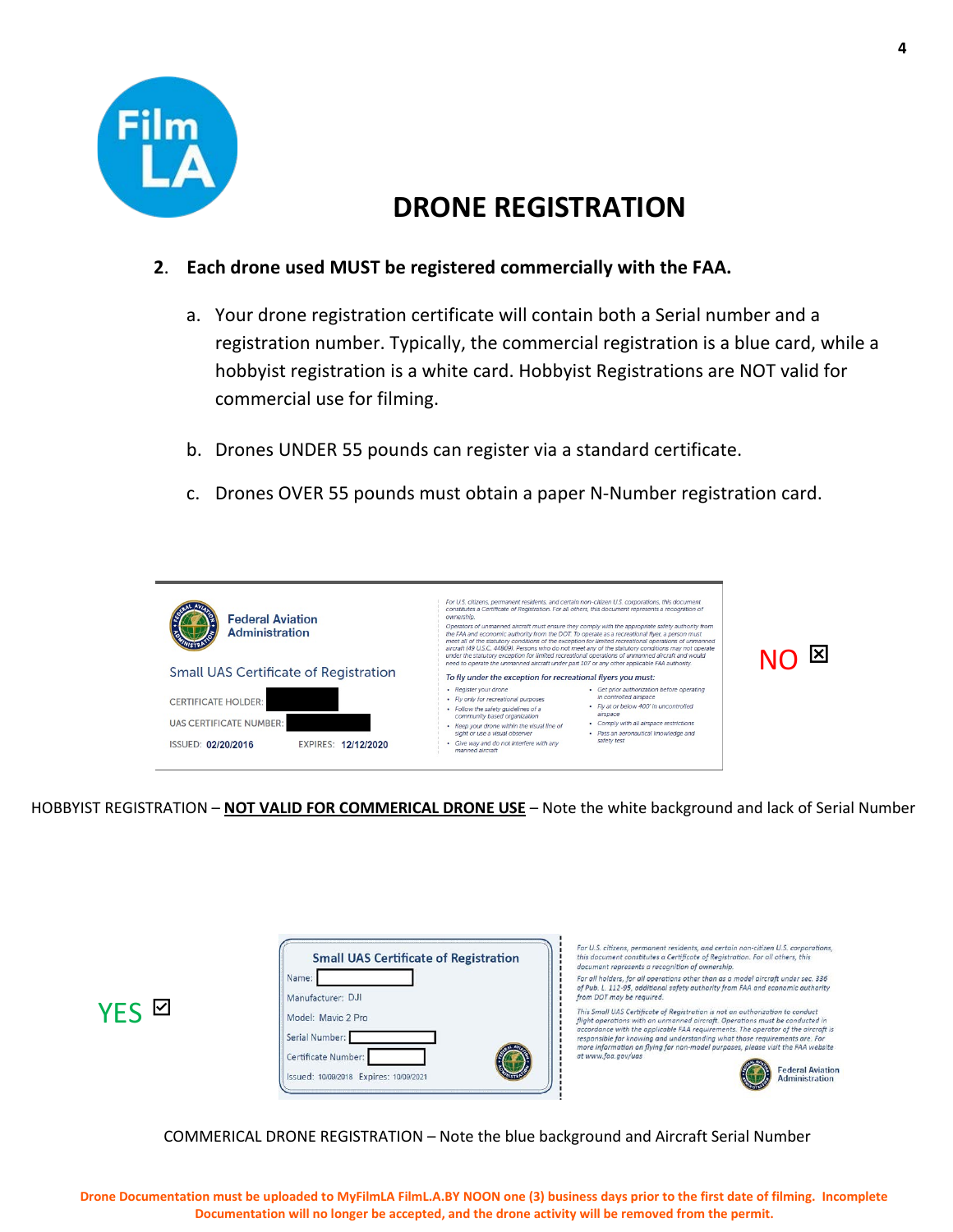# DRONE REGISTRATION

**2. Each drone used MUST be registered commercially with the FAA.**

a. Your drone registration certificate will contain both a Serial number and a registration number. Typically, the commercial registration is a blue card, while a hobbyist registration is a white card. Hobbyist Registrations are NOT valid for commercial use for filming.

b. Drones UNDER 55 pounds can register via a standard certificate.

c. Drones OVER 55 pounds must obtain a paper N-Number registration card.

Federal Aviation Administration

Small UAS Certificate of Registration

CERTIFICATE HOLDER:

UAS CERTIFICATE NUMBER:

ISSUED: 02/20/2016 EXPIRES: 12/12/2020

For U.S. citizens, permanent residents, and certain non-citizen U.S. corporations, this document constitutes a Certificate of Registration. For all others, this document represents a recognition of ownership.

Operators of unmanned aircraft must ensure they comply with the appropriate safety authority from the FAA and economic authority from the DOT. To operate as a recreational flyer, a person must meet all of the statutory conditions of the exception for limited recreational operations of unmanned aircraft (49 U.S.C. 44809). Persons who do not meet any of the statutory conditions may not operate under the statutory exception for limited recreational operations of unmanned aircraft and would need to operate the unmanned aircraft under part 107 or any other applicable FAA authority.

*To fly under the exception for recreational flyers you must:*

- Register your drone
- Fly only for recreational purposes
- Follow the safety guidelines of a community based organization
- Keep your drone within the visual line of sight or use a visual observer
- Give way and do not interfere with any manned aircraft
- Get prior authorization before operating in controlled airspace
- Fly at or below 400' in uncontrolled airspace
- Comply with all airspace restrictions
- Pass an aeronautical knowledge and safety test

NO ☒

HOBBYIST REGISTRATION – **NOT VALID FOR COMMERICAL DRONE USE** – Note the white background and lack of Serial Number

YES ☑

Small UAS Certificate of Registration

Name:

Manufacturer: DJI

Model: Mavic 2 Pro

Serial Number:

Certificate Number:

Issued: 10/09/2018 Expires: 10/09/2021

*For U.S. citizens, permanent residents, and certain non-citizen U.S. corporations, this document constitutes a Certificate of Registration. For all others, this document represents a recognition of ownership.*

*For all holders, for all operations other than as a model aircraft under sec. 336 of Pub. L. 112-95, additional safety authority from FAA and economic authority from DOT may be required.*

*This Small UAS Certificate of Registration is not an authorization to conduct flight operations with an unmanned aircraft. Operations must be conducted in accordance with the applicable FAA requirements. The operator of the aircraft is responsible for knowing and understanding what those requirements are. For more information on flying for non-model purposes, please visit the FAA website at www.faa.gov/uas*

Federal Aviation Administration

COMMERICAL DRONE REGISTRATION – Note the blue background and Aircraft Serial Number

**Drone Documentation must be uploaded to MyFilmLA FilmL.A.BY NOON one (3) business days prior to the first date of filming. Incomplete Documentation will no longer be accepted, and the drone activity will be removed from the permit.**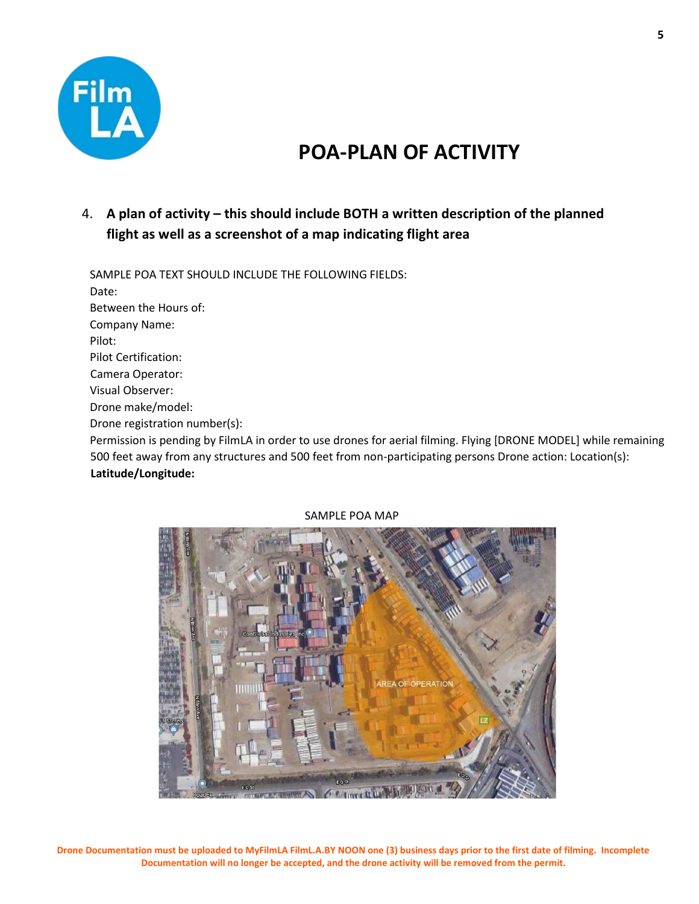# POA-PLAN OF ACTIVITY

4. **A plan of activity – this should include BOTH a written description of the planned flight as well as a screenshot of a map indicating flight area**

SAMPLE POA TEXT SHOULD INCLUDE THE FOLLOWING FIELDS:
Date:
Between the Hours of:
Company Name:
Pilot:
Pilot Certification:
Camera Operator:
Visual Observer:
Drone make/model:
Drone registration number(s):
Permission is pending by FilmLA in order to use drones for aerial filming. Flying [DRONE MODEL] while remaining 500 feet away from any structures and 500 feet from non-participating persons Drone action: Location(s):
**Latitude/Longitude:**

SAMPLE POA MAP

**Drone Documentation must be uploaded to MyFilmLA FilmL.A.BY NOON one (3) business days prior to the first date of filming. Incomplete Documentation will no longer be accepted, and the drone activity will be removed from the permit.**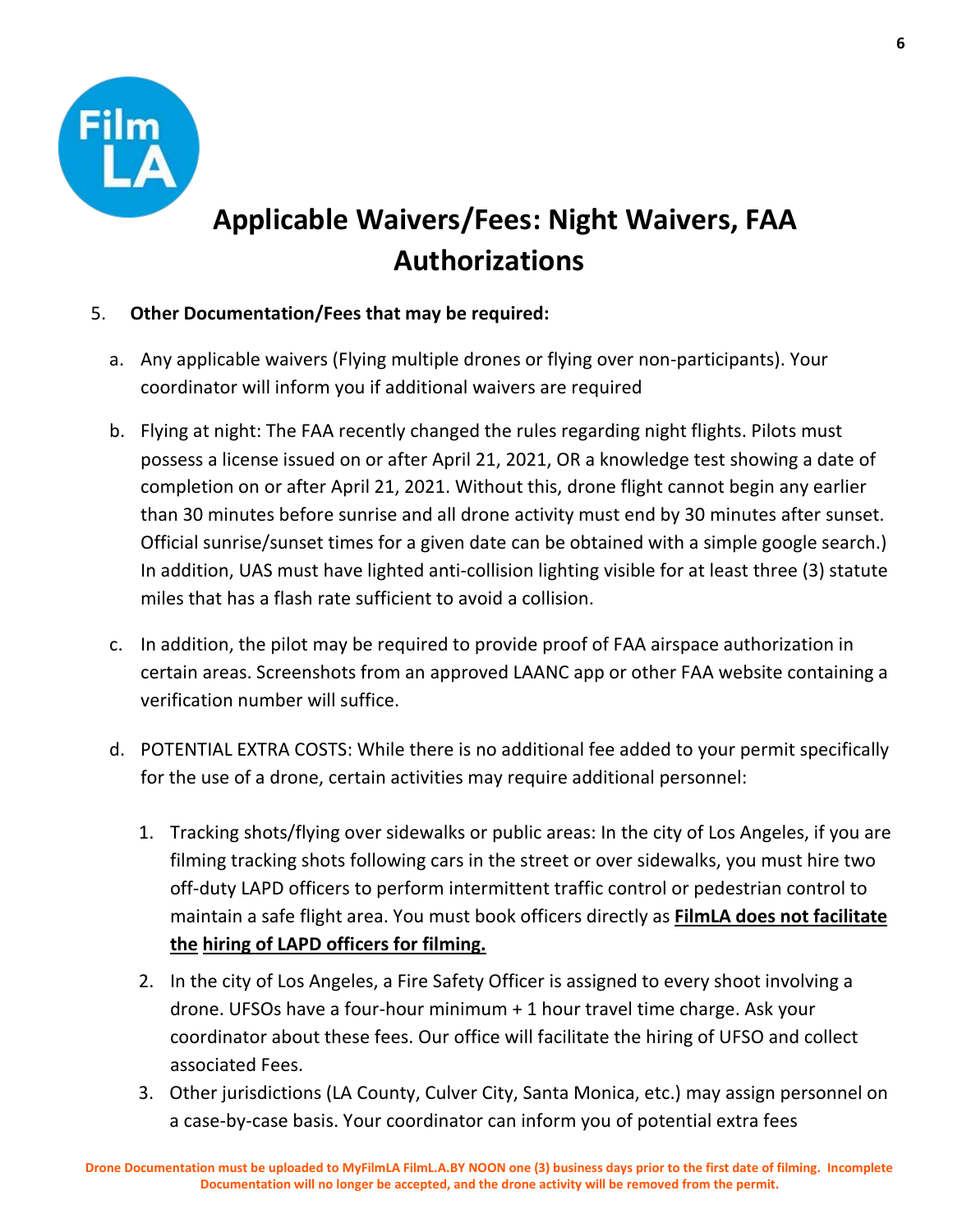# Applicable Waivers/Fees: Night Waivers, FAA Authorizations

5. **Other Documentation/Fees that may be required:**

   a. Any applicable waivers (Flying multiple drones or flying over non-participants). Your coordinator will inform you if additional waivers are required

   b. Flying at night: The FAA recently changed the rules regarding night flights. Pilots must possess a license issued on or after April 21, 2021, OR a knowledge test showing a date of completion on or after April 21, 2021. Without this, drone flight cannot begin any earlier than 30 minutes before sunrise and all drone activity must end by 30 minutes after sunset. Official sunrise/sunset times for a given date can be obtained with a simple google search.) In addition, UAS must have lighted anti-collision lighting visible for at least three (3) statute miles that has a flash rate sufficient to avoid a collision.

   c. In addition, the pilot may be required to provide proof of FAA airspace authorization in certain areas. Screenshots from an approved LAANC app or other FAA website containing a verification number will suffice.

   d. POTENTIAL EXTRA COSTS: While there is no additional fee added to your permit specifically for the use of a drone, certain activities may require additional personnel:

      1. Tracking shots/flying over sidewalks or public areas: In the city of Los Angeles, if you are filming tracking shots following cars in the street or over sidewalks, you must hire two off-duty LAPD officers to perform intermittent traffic control or pedestrian control to maintain a safe flight area. You must book officers directly as **FilmLA does not facilitate the hiring of LAPD officers for filming.**
      2. In the city of Los Angeles, a Fire Safety Officer is assigned to every shoot involving a drone. UFSOs have a four-hour minimum + 1 hour travel time charge. Ask your coordinator about these fees. Our office will facilitate the hiring of UFSO and collect associated Fees.
      3. Other jurisdictions (LA County, Culver City, Santa Monica, etc.) may assign personnel on a case-by-case basis. Your coordinator can inform you of potential extra fees

**Drone Documentation must be uploaded to MyFilmLA FilmL.A.BY NOON one (3) business days prior to the first date of filming. Incomplete Documentation will no longer be accepted, and the drone activity will be removed from the permit.**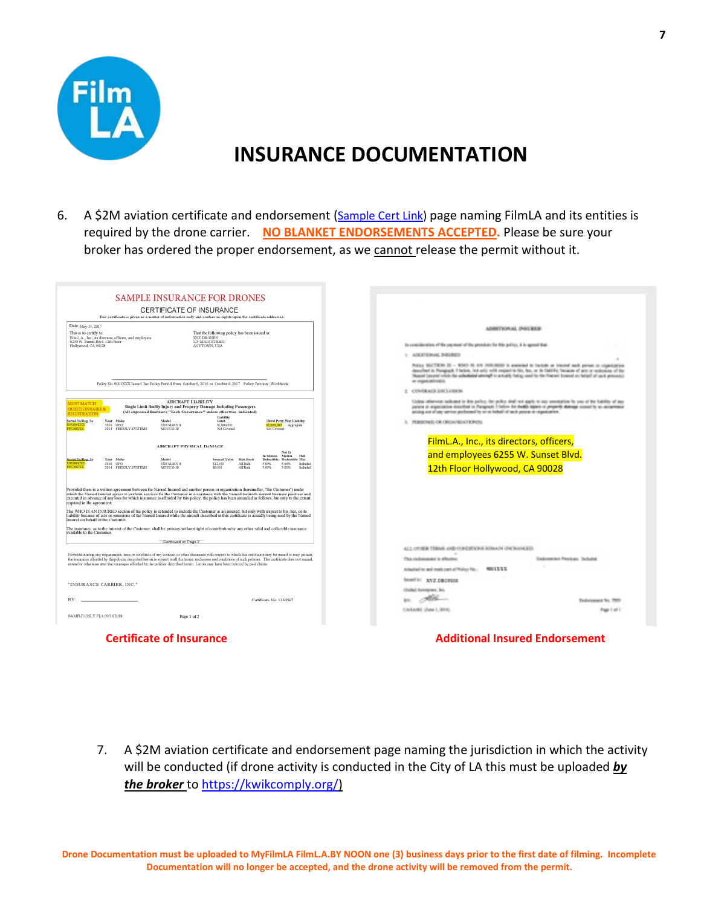# INSURANCE DOCUMENTATION

6. A $2M aviation certificate and endorsement ([Sample Cert Link]) page naming FilmLA and its entities is required by the drone carrier. **NO BLANKET ENDORSEMENTS ACCEPTED.** Please be sure your broker has ordered the proper endorsement, as we cannot release the permit without it.

Certificate of Insurance

Additional Insured Endorsement

7. A $2M aviation certificate and endorsement page naming the jurisdiction in which the activity will be conducted (if drone activity is conducted in the City of LA this must be uploaded ***by the broker*** to https://kwikcomply.org/)

**Drone Documentation must be uploaded to MyFilmLA FilmL.A.BY NOON one (3) business days prior to the first date of filming. Incomplete Documentation will no longer be accepted, and the drone activity will be removed from the permit.**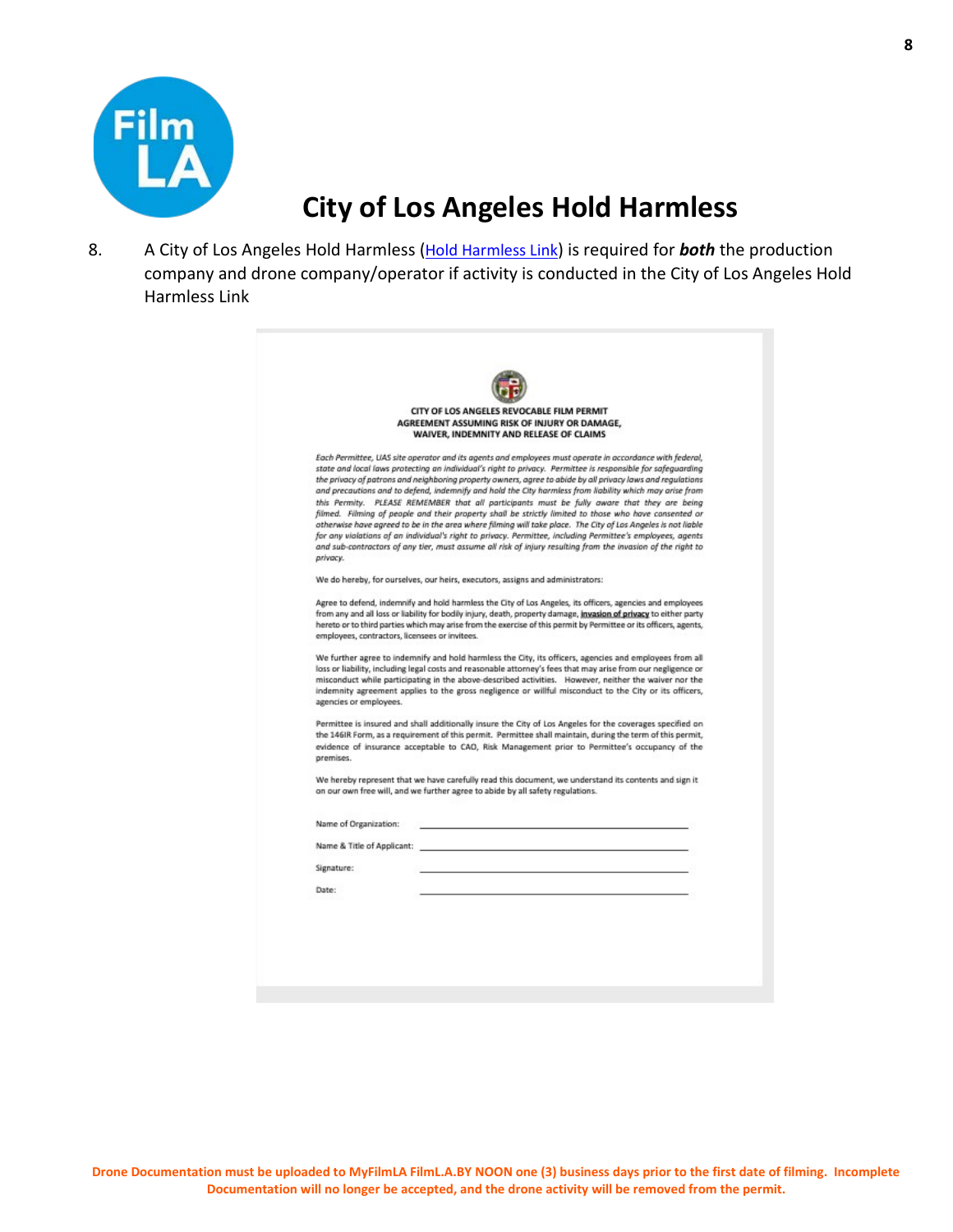# City of Los Angeles Hold Harmless

8. A City of Los Angeles Hold Harmless (Hold Harmless Link) is required for ***both*** the production company and drone company/operator if activity is conducted in the City of Los Angeles Hold Harmless Link

**CITY OF LOS ANGELES REVOCABLE FILM PERMIT**
**AGREEMENT ASSUMING RISK OF INJURY OR DAMAGE,**
**WAIVER, INDEMNITY AND RELEASE OF CLAIMS**

*Each Permittee, UAS site operator and its agents and employees must operate in accordance with federal, state and local laws protecting an individual's right to privacy. Permittee is responsible for safeguarding the privacy of patrons and neighboring property owners, agree to abide by all privacy laws and regulations and precautions and to defend, indemnify and hold the City harmless from liability which may arise from this Permity. PLEASE REMEMBER that all participants must be fully aware that they are being filmed. Filming of people and their property shall be strictly limited to those who have consented or otherwise have agreed to be in the area where filming will take place. The City of Los Angeles is not liable for any violations of an individual's right to privacy. Permittee, including Permittee's employees, agents and sub-contractors of any tier, must assume all risk of injury resulting from the invasion of the right to privacy.*

We do hereby, for ourselves, our heirs, executors, assigns and administrators:

Agree to defend, indemnify and hold harmless the City of Los Angeles, its officers, agencies and employees from any and all loss or liability for bodily injury, death, property damage, **invasion of privacy** to either party hereto or to third parties which may arise from the exercise of this permit by Permittee or its officers, agents, employees, contractors, licensees or invitees.

We further agree to indemnify and hold harmless the City, its officers, agencies and employees from all loss or liability, including legal costs and reasonable attorney's fees that may arise from our negligence or misconduct while participating in the above-described activities. However, neither the waiver nor the indemnity agreement applies to the gross negligence or willful misconduct to the City or its officers, agencies or employees.

Permittee is insured and shall additionally insure the City of Los Angeles for the coverages specified on the 146IR Form, as a requirement of this permit. Permittee shall maintain, during the term of this permit, evidence of insurance acceptable to CAO, Risk Management prior to Permittee's occupancy of the premises.

We hereby represent that we have carefully read this document, we understand its contents and sign it on our own free will, and we further agree to abide by all safety regulations.

Name of Organization: ______________________________

Name & Title of Applicant: ______________________________

Signature: ______________________________

Date: ______________________________

**Drone Documentation must be uploaded to MyFilmLA FilmL.A.BY NOON one (3) business days prior to the first date of filming. Incomplete Documentation will no longer be accepted, and the drone activity will be removed from the permit.**